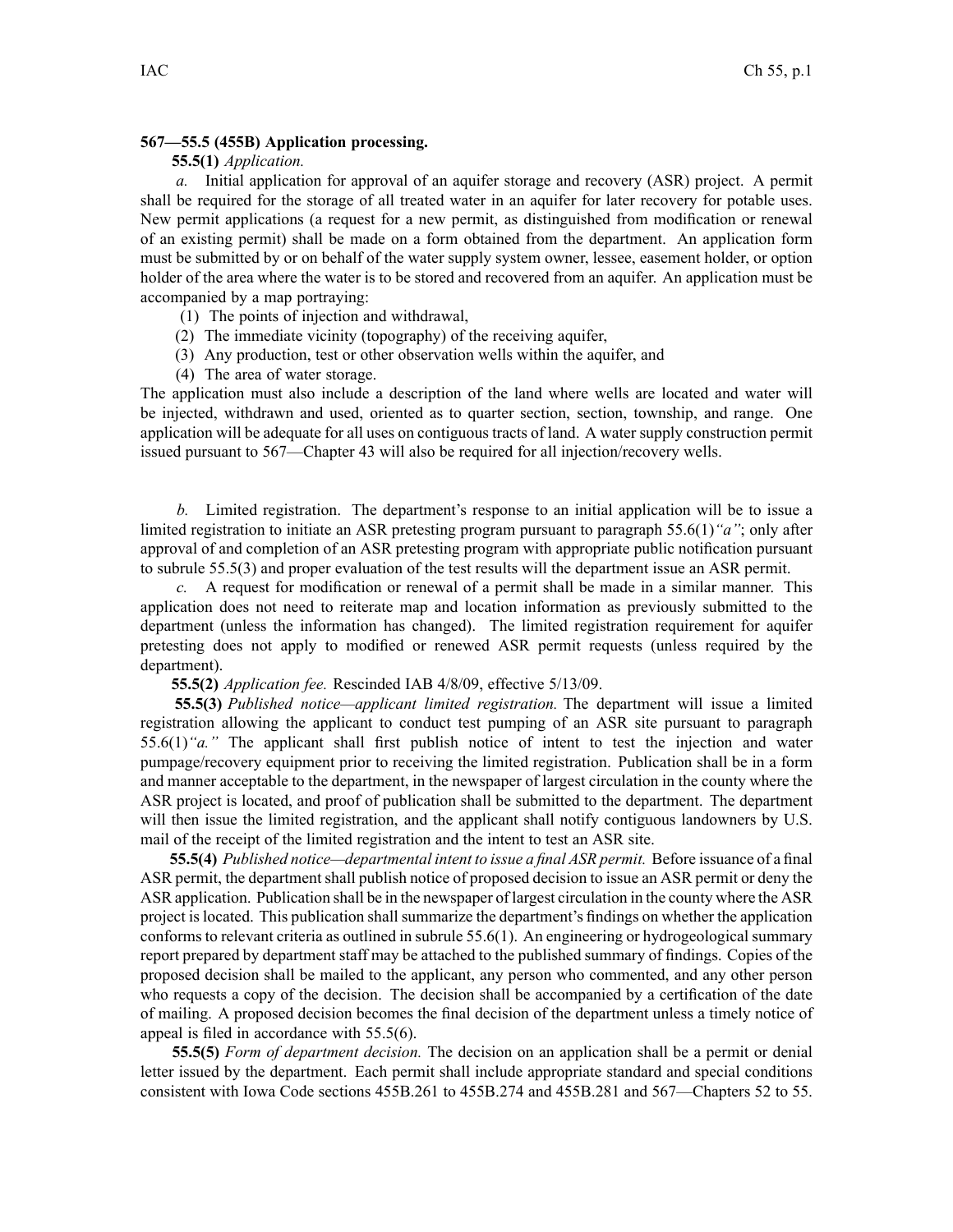**567—55.5 (455B) Application processing.**

**55.5(1)** *Application.*

*a.* Initial application for approval of an aquifer storage and recovery (ASR) project. A permit shall be required for the storage of all treated water in an aquifer for later recovery for potable uses. New permit applications (a request for a new permit, as distinguished from modification or renewal of an existing permit) shall be made on a form obtained from the department. An application form must be submitted by or on behalf of the water supply system owner, lessee, easement holder, or option holder of the area where the water is to be stored and recovered from an aquifer. An application must be accompanied by a map portraying:

(1) The points of injection and withdrawal,

(2) The immediate vicinity (topography) of the receiving aquifer,

(3) Any production, test or other observation wells within the aquifer, and

(4) The area of water storage.

The application must also include a description of the land where wells are located and water will be injected, withdrawn and used, oriented as to quarter section, section, township, and range. One application will be adequate for all uses on contiguous tracts of land. A water supply construction permit issued pursuant to 567—Chapter 43 will also be required for all injection/recovery wells.

*b.* Limited registration. The department's response to an initial application will be to issue a limited registration to initiate an ASR pretesting program pursuant to paragraph 55.6(1)*"a"*; only after approval of and completion of an ASR pretesting program with appropriate public notification pursuant to subrule 55.5(3) and proper evaluation of the test results will the department issue an ASR permit.

*c.* A request for modification or renewal of a permit shall be made in a similar manner. This application does not need to reiterate map and location information as previously submitted to the department (unless the information has changed). The limited registration requirement for aquifer pretesting does not apply to modified or renewed ASR permit requests (unless required by the department).

**55.5(2)** *Application fee.* Rescinded IAB 4/8/09, effective 5/13/09.

**55.5(3)** *Published notice—applicant limited registration.* The department will issue a limited registration allowing the applicant to conduct test pumping of an ASR site pursuant to paragraph 55.6(1)*"a."* The applicant shall first publish notice of intent to test the injection and water pumpage/recovery equipment prior to receiving the limited registration. Publication shall be in a form and manner acceptable to the department, in the newspaper of largest circulation in the county where the ASR project is located, and proof of publication shall be submitted to the department. The department will then issue the limited registration, and the applicant shall notify contiguous landowners by U.S. mail of the receipt of the limited registration and the intent to test an ASR site.

**55.5(4)** *Published notice—departmental intent to issue a final ASR permit.* Before issuance of a final ASR permit, the department shall publish notice of proposed decision to issue an ASR permit or deny the ASR application. Publication shall be in the newspaper of largest circulation in the county where the ASR project is located. This publication shall summarize the department's findings on whether the application conforms to relevant criteria as outlined in subrule 55.6(1). An engineering or hydrogeological summary report prepared by department staff may be attached to the published summary of findings. Copies of the proposed decision shall be mailed to the applicant, any person who commented, and any other person who requests a copy of the decision. The decision shall be accompanied by a certification of the date of mailing. A proposed decision becomes the final decision of the department unless a timely notice of appeal is filed in accordance with 55.5(6).

**55.5(5)** *Form of department decision.* The decision on an application shall be a permit or denial letter issued by the department. Each permit shall include appropriate standard and special conditions consistent with Iowa Code sections 455B.261 to 455B.274 and 455B.281 and 567—Chapters 52 to 55.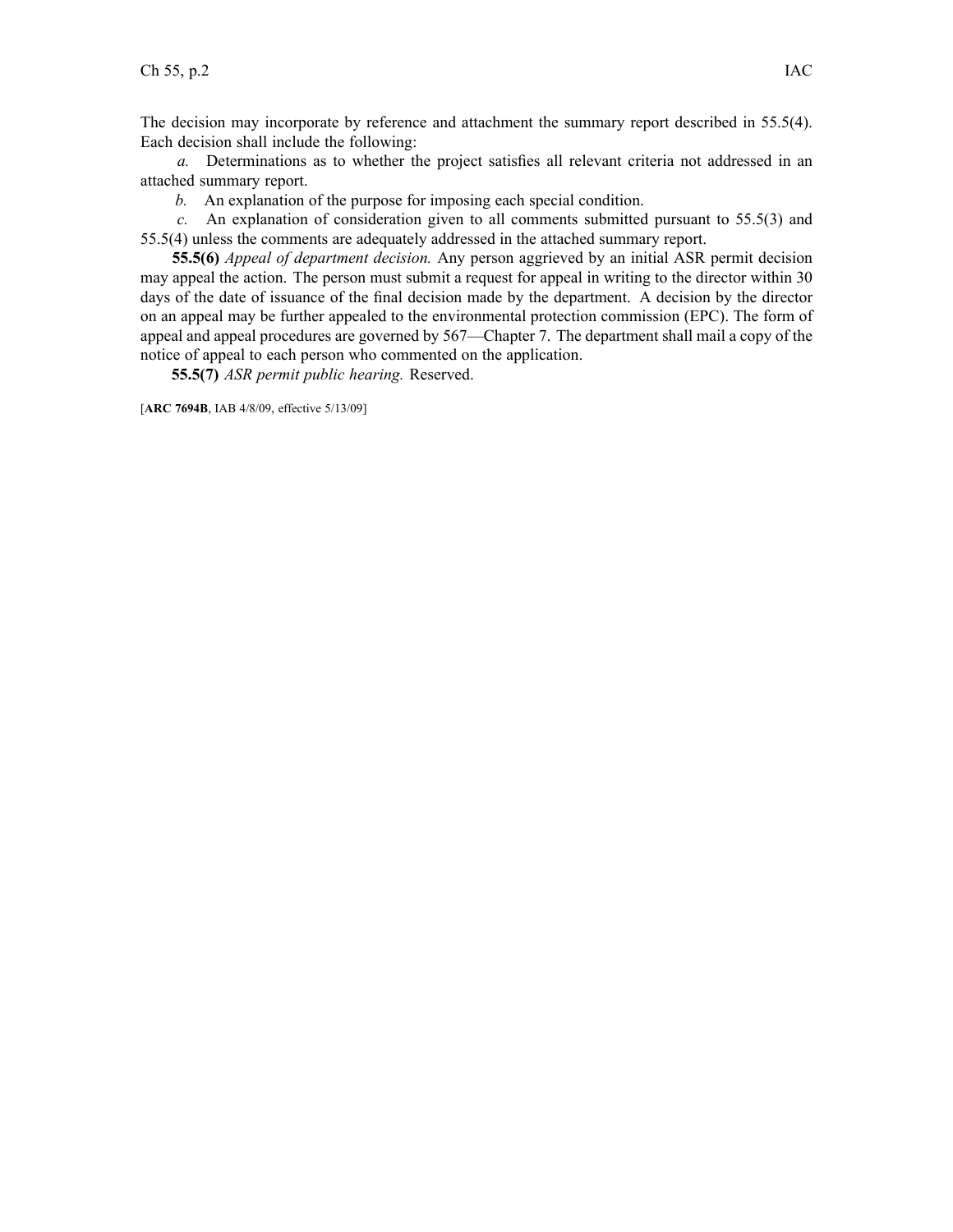The decision may incorporate by reference and attachment the summary report described in 55.5(4). Each decision shall include the following:

*a.* Determinations as to whether the project satisfies all relevant criteria not addressed in an attached summary report.

*b.* An explanation of the purpose for imposing each special condition.

*c.* An explanation of consideration given to all comments submitted pursuant to 55.5(3) and 55.5(4) unless the comments are adequately addressed in the attached summary report.

**55.5(6)** *Appeal of department decision.* Any person aggrieved by an initial ASR permit decision may appeal the action. The person must submit a request for appeal in writing to the director within 30 days of the date of issuance of the final decision made by the department. A decision by the director on an appeal may be further appealed to the environmental protection commission (EPC). The form of appeal and appeal procedures are governed by 567—Chapter 7. The department shall mail a copy of the notice of appeal to each person who commented on the application.

**55.5(7)** *ASR permit public hearing.* Reserved.

[**ARC 7694B**, IAB 4/8/09, effective 5/13/09]